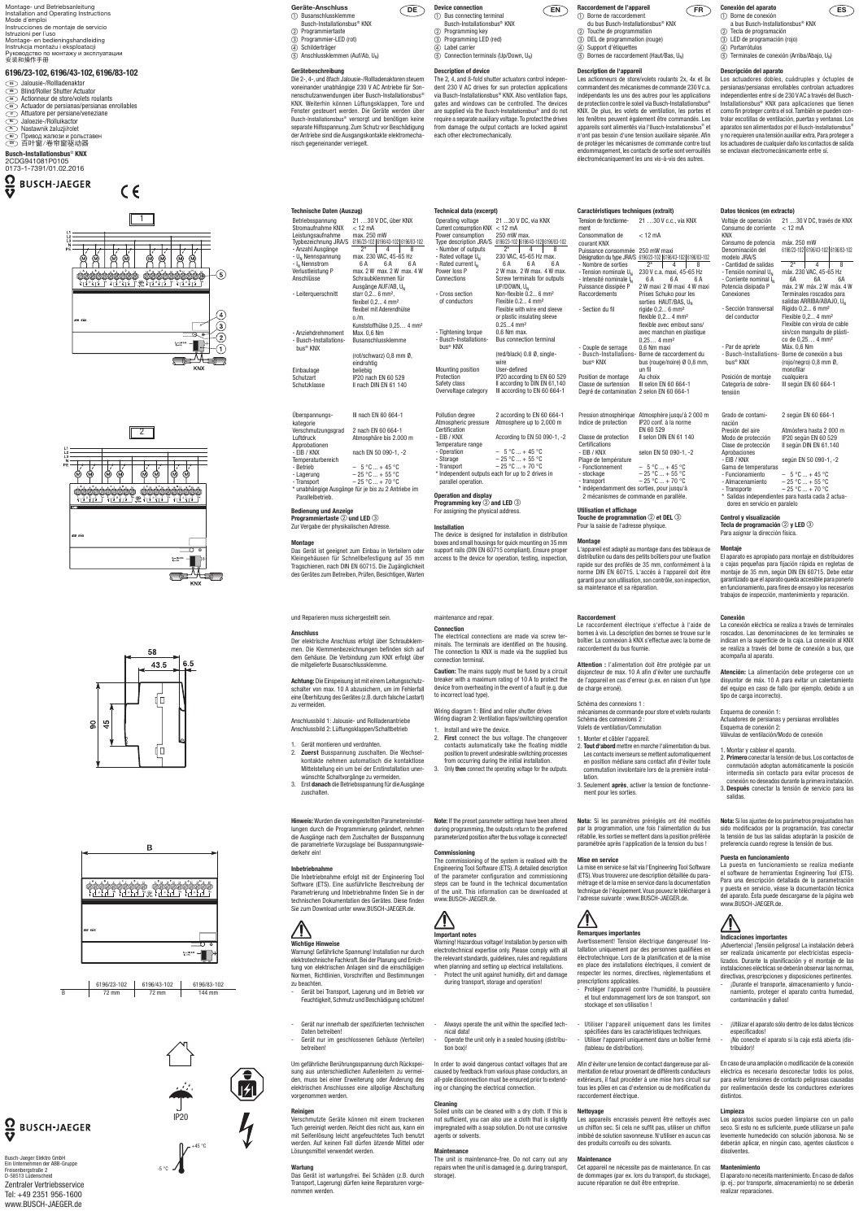Montage- und Betriebsanleitung
Installation and Operating Instructions
Mode d'emploi
Instrucciones de montaje de servicio
Istruzioni per l'uso
Montage- en bedieningshandleiding
Instrukcja montażu i eksploatacji
Руководство по монтажу и эксплуатации
安装和操作手册

# 6196/23-102, 6196/43-102, 6196/83-102

- (DE) Jalousie-/Rollladenaktor
- (EN) Blind/Roller Shutter Actuator
- (FR) Actionneur de store/volets roulants
- (ES) Actuador de persianas/persianas enrollables
- (IT) Attuatore per persiane/veneziane
- (NL) Jaloezie-/Rolluikactor
- (PL) Nastawnik żaluzji/rolet
- (RU) Привод жалюзи и рольставен
- (CN) 百叶窗/卷帘窗驱动器

**Busch-Installationsbus® KNX**
2CDG941081P0105
0173-1-7391/01.02.2016

BUSCH-JAEGER

CE

1

2

58
43.5
6.5
90
45

B

| | 6196/23-102 | 6196/43-102 | 6196/83-102 |
|---|---|---|---|
| B | 72 mm | 72 mm | 144 mm |

IP20

+45 °C
-5 °C

BUSCH-JAEGER

Busch-Jaeger Elektro GmbH
Ein Unternehmen der ABB-Gruppe
Freisenbergstraße 2
D-58513 Lüdenscheid
Zentraler Vertriebsservice
Tel: +49 2351 956-1600
www.BUSCH-JAEGER.de

## DE

### Geräte-Anschluss
1. Busanschlussklemme Busch-Installationsbus® KNX
2. Programmiertaste
3. Programmier-LED (rot)
4. Schildträger
5. Anschlussklemmen (Auf/Ab, $U_N$)

### Gerätebeschreibung
Die 2-, 4-, und 8fach Jalousie-/Rollladenaktoren steuern voneinander unabhängige 230 V AC Antriebe für Sonnenschutzanwendungen über Busch-Installationsbus® KNX. Weiterhin können Lüftungsklappen, Tore und Fenster gesteuert werden. Die Geräte werden über Busch-Installationsbus® versorgt und benötigen keine separate Hilfsspannung. Zum Schutz vor Beschädigung der Antriebe sind die Ausgangskontakte elektromechanisch gegeneinander verriegelt.

### Technische Daten (Auszug)

| | |
|---|---|
| Betriebsspannung | 21 …30 V DC, über KNX |
| Stromaufnahme KNX | < 12 mA |
| Leistungsaufnahme | max. 250 mW |
| Typbezeichnung JRA/S | 6196/23-102 \| 6196/43-102 \| 6196/83-102 |
| - Anzahl Ausgänge | 2* \| 4 \| 8 |
| - $U_N$ Nennspannung | max. 230 V AC, 45-65 Hz |
| - $I_N$ Nennstrom | 6 A \| 6 A \| 6 A |
| Verlustleistung P | max. 2 W \| max. 2 W \| max. 4 W |
| Anschlüsse | Schraubklemmen für Ausgänge AUF/AB, $U_N$ |
| - Leiterquerschnitt | starr 0,2… 6 mm², flexibel 0,2… 4 mm², flexibel mit Aderendhülse o./m. Kunststoffhülse 0,25… 4 mm² |
| - Anziehdrehmoment | Max. 0,6 Nm |
| - Busch-Installationsbus® KNX | Busanschlussklemme (rot/schwarz) 0,8 mm Ø, eindrahtig |
| Einbaulage | beliebig |
| Schutzart | IP20 nach EN 60 529 |
| Schutzklasse | II nach DIN EN 61 140 |
| Überspannungskategorie | III nach EN 60 664-1 |
| Verschmutzungsgrad | 2 nach EN 60 664-1 |
| Luftdruck | Atmosphäre bis 2.000 m |
| Approbationen | |
| - EIB / KNX | nach EN 50 090-1, -2 |
| Temperaturbereich | |
| - Betrieb | – 5 °C … + 45 °C |
| - Lagerung | – 25 °C … + 55 °C |
| - Transport | – 25 °C … + 70 °C |

\* unabhängige Ausgänge für je bis zu 2 Antriebe im Parallelbetrieb.

### Bedienung und Anzeige
**Programmiertaste ② und LED ③**
Zur Vergabe der physikalischen Adresse.

### Montage
Das Gerät ist geeignet zum Einbau in Verteilern oder Kleingehäusen für Schnellbefestigung auf 35 mm Tragschienen, nach DIN EN 60715. Die Zugänglichkeit des Gerätes zum Betreiben, Prüfen, Besichtigen, Warten und Reparieren muss sichergestellt sein.

### Anschluss
Der elektrische Anschluss erfolgt über Schraubklemmen. Die Klemmenbezeichnungen befinden sich auf dem Gehäuse. Die Verbindung zum KNX erfolgt über die mitgelieferte Busanschlussklemme.

**Achtung:** Die Einspeisung ist mit einem Leitungsschutzschalter von max. 10 A abzusichern, um im Fehlerfall eine Überhitzung des Gerätes (z.B. durch falsche Lastart) zu vermeiden.

Anschlussbild 1: Jalousie- und Rollladenantriebe
Anschlussbild 2: Lüftungsklappen/Schaltbetrieb

1. Gerät montieren und verdrahten.
2. **Zuerst** Busspannung zuschalten. Die Wechselkontakte nehmen automatisch die kontaktlose Mittelstellung ein um bei der Erstinstallation unerwünschte Schaltvorgänge zu vermeiden.
3. Erst **danach** die Betriebsspannung für die Ausgänge zuschalten.

**Hinweis:** Wurden die voreingestellten Parametereinstellungen durch die Programmierung geändert, nehmen die Ausgänge nach dem Zuschalten der Busspannung die parametrierte Vorzugslage bei Busspannungswiederkehr ein!

### Inbetriebnahme
Die Inbetriebnahme erfolgt mit der Engineering Tool Software (ETS). Eine ausführliche Beschreibung der Parametrierung und Inbetriebnahme finden Sie in der technischen Dokumentation des Gerätes. Diese finden Sie zum Download unter www.BUSCH-JAEGER.de.

### Wichtige Hinweise
Warnung! Gefährliche Spannung! Installation nur durch elektrotechnische Fachkraft. Bei der Planung und Errichtung von elektrischen Anlagen sind die einschlägigen Normen, Richtlinien, Vorschriften und Bestimmungen zu beachten.
- Gerät bei Transport, Lagerung und im Betrieb vor Feuchtigkeit, Schmutz und Beschädigung schützen!
- Gerät nur innerhalb der spezifizierten technischen Daten betreiben!
- Gerät nur im geschlossenen Gehäuse (Verteiler) betreiben!

Um gefährliche Berührungsspannung durch Rückspeisung aus unterschiedlichen Außenleitern zu vermeiden, muss bei einer Erweiterung oder Änderung des elektrischen Anschlusses eine allpolige Abschaltung vorgenommen werden.

### Reinigen
Verschmutzte Geräte können mit einem trockenen Tuch gereinigt werden. Reicht dies nicht aus, kann ein mit Seifenlösung leicht angefeuchtetes Tuch benutzt werden. Auf keinen Fall dürfen ätzende Mittel oder Lösungsmittel verwendet werden.

### Wartung
Das Gerät ist wartungsfrei. Bei Schäden (z.B. durch Transport, Lagerung) dürfen keine Reparaturen vorgenommen werden.

## EN

### Device connection
1. Bus connecting terminal Busch-Installationsbus® KNX
2. Programming key
3. Programming LED (red)
4. Label carrier
5. Connection terminals (Up/Down, $U_N$)

### Description of device
The 2, 4, and 8-fold shutter actuators control independent 230 V AC drives for sun protection applications via Busch-Installationsbus® KNX. Also ventilation flaps, gates and windows can be controlled. The devices are supplied via the Busch-Installationsbus® and do not require a separate auxiliary voltage. To protect the drives from damage the output contacts are locked against each other electromechanically.

### Technical data (excerpt)

| | |
|---|---|
| Operating voltage | 21 …30 V DC, via KNX |
| Current consumption KNX | < 12 mA |
| Power consumption | 250 mW max. |
| Type description JRA/S | 6196/23-102 \| 6196/43-102 \| 6196/83-102 |
| - Number of outputs | 2* \| 4 \| 8 |
| - Rated voltage $U_N$ | 230 VAC, 45-65 Hz max. |
| - Rated current $I_N$ | 6 A \| 6 A \| 6 A |
| Power loss P | 2 W max. \| 2 W max. \| 4 W max. |
| Connections | Screw terminals for outputs UP/DOWN, $U_N$ |
| - Cross section of conductors | Non-flexible 0.2… 6 mm², Flexible 0.2… 4 mm², Flexible with wire end sleeve or plastic insulating sleeve 0.25…4 mm² |
| - Tightening torque | 0.6 Nm max. |
| - Busch-Installationsbus® KNX | Bus connection terminal (red/black) 0.8 Ø, single-wire |
| Mounting position | User-defined |
| Protection | IP20 according to EN 60 529 |
| Safety class | II according to DIN EN 61,140 |
| Overvoltage category | III according to EN 60 664-1 |
| Pollution degree | 2 according to EN 60 664-1 |
| Atmospheric pressure | Atmosphere up to 2,000 m |
| Certification | |
| - EIB / KNX | According to EN 50 090-1, -2 |
| Temperature range | |
| - Operation | – 5 °C … + 45 °C |
| - Storage | – 25 °C … + 55 °C |
| - Transport | – 25 °C … + 70 °C |

\* Independent outputs each for up to 2 drives in parallel operation.

### Operation and display
**Programming key ② and LED ③**
For assigning the physical address.

### Installation
The device is designed for installation in distribution boxes and small housings for quick mounting on 35 mm support rails (DIN EN 60715 compliant). Ensure proper access to the device for operation, testing, inspection, maintenance and repair.

### Connection
The electrical connections are made via screw terminals. The terminals are identified on the housing. The connection to KNX is made via the supplied bus connection terminal.

**Caution:** The mains supply must be fused by a circuit breaker with a maximum rating of 10 A to protect the device from overheating in the event of a fault (e.g. due to incorrect load type).

Wiring diagram 1: Blind and roller shutter drives
Wiring diagram 2: Ventilation flaps/switching operation

1. Install and wire the device.
2. **First** connect the bus voltage. The changeover contacts automatically take the floating middle position to prevent undesirable switching processes from occurring during the initial installation.
3. Only **then** connect the operating voltage for the outputs.

**Note:** If the preset parameter settings have been altered during programming, the outputs return to the preferred parameterized position after the bus voltage is connected!

### Commissioning
The commissioning of the system is realised with the Engineering Tool Software (ETS). A detailed description of the parameter configuration and commissioning steps can be found in the technical documentation of the unit. This information can be downloaded at www.BUSCH-JAEGER.de.

### Important notes
Warning! Hazardous voltage! Installation by person with electrotechnical expertise only. Please comply with all the relevant standards, guidelines, rules and regulations when planning and setting up electrical installations.
- Protect the unit against humidity, dirt and damage during transport, storage and operation!
- Always operate the unit within the specified technical data!
- Operate the unit only in a sealed housing (distribution box)!

In order to avoid dangerous contact voltages that are caused by feedback from various phase conductors, an all-pole disconnection must be ensured prior to extending or changing the electrical connection.

### Cleaning
Soiled units can be cleaned with a dry cloth. If this is not sufficient, you can also use a cloth that is slightly impregnated with a soap solution. Do not use corrosive agents or solvents.

### Maintenance
The unit is maintenance-free. Do not carry out any repairs when the unit is damaged (e.g. during transport, storage).

## FR

### Raccordement de l'appareil
1. Borne de raccordement du bus Busch-Installationsbus® KNX
2. Touche de programmation
3. DEL de programmation (rouge)
4. Support d'étiquettes
5. Bornes de raccordement (Haut/Bas, $U_N$)

### Description de l'appareil
Les actionneurs de store/volets roulants 2x, 4x et 8x commandent des mécanismes de commande 230 V c.a. indépendants les uns des autres pour les applications de protection contre le soleil via Busch-Installationsbus® KNX. De plus, les volets de ventilation, les portes et les fenêtres peuvent également être commandés. Les appareils sont alimentés via Busch-Installationsbus® et n'ont pas besoin d'une tension auxiliaire séparée. Afin de protéger les mécanismes de commande contre tout endommagement, les contacts de sortie sont verrouillés électromécaniquement les uns vis-à-vis des autres.

### Caractéristiques techniques (extrait)

| | |
|---|---|
| Tension de fonctionnement | 21 …30 V c.c., via KNX |
| Consommation de courant KNX | < 12 mA |
| Puissance consommée | 250 mW maxi |
| Désignation du type JRA/S | 6196/23-102 \| 6196/43-102 \| 6196/83-102 |
| - Nombre de sorties | 2* \| 4 \| 8 |
| - Tension nominale $U_N$ | 230 V c.a. maxi, 45-65 Hz |
| - Intensité nominale $I_N$ | 6 A \| 6 A \| 6 A |
| Puissance dissipée P | 2 W maxi \| 2 W maxi \| 4 W maxi |
| Raccordements | Prises Schuko pour les sorties HAUT/BAS, $U_N$ |
| - Section du fil | rigide 0,2… 6 mm², flexible 0,2… 4 mm², flexible avec embout sans/avec manchon en plastique 0,25… 4 mm² |
| - Couple de serrage | 0,6 Nm maxi |
| - Busch-Installations-bus® KNX | Borne de raccordement du bus (rouge/noire) Ø 0,8 mm, un fil |
| Position de montage | Au choix |
| Classe de surtension | III selon EN 60 664-1 |
| Degré de contamination | 2 selon EN 60 664-1 |
| Pression atmosphérique | Atmosphère jusqu'à 2 000 m |
| Indice de protection | IP20 conf. à la norme EN 60 529 |
| Classe de protection | II selon DIN EN 61 140 |
| Certifications | |
| - EIB / KNX | selon EN 50 090-1, -2 |
| Plage de température | |
| - Fonctionnement | – 5 °C … + 45 °C |
| - stockage | – 25 °C … + 55 °C |
| - transport | – 25 °C … + 70 °C |

\* indépendamment des sorties, pour jusqu'à 2 mécanismes de commande en parallèle.

### Utilisation et affichage
**Touche de programmation ② et DEL ③**
Pour la saisie de l'adresse physique.

### Montage
L'appareil est adapté au montage dans des tableaux de distribution ou dans des petits boîtiers pour une fixation rapide sur des profilés de 35 mm, conformément à la norme DIN EN 60715. L'accès à l'appareil doit être garanti pour que l'appareil puisse être utilisé, contrôlé, inspecté, sa maintenance et sa réparation.

### Raccordement
Le raccordement électrique s'effectue à l'aide de bornes à vis. La description des bornes se trouve sur le boîtier. La connexion à KNX s'effectue avec la borne de raccordement du bus fournie.

**Attention :** L'alimentation doit être protégée par un disjoncteur de max. 10 A afin d'éviter une surchauffe de l'appareil en cas d'erreur (p.ex. en raison d'un type de charge erroné).

Schéma des connexions 1 : mécanismes de commande pour store et volets roulants
Schéma des connexions 2 : Volets de ventilation/Commutation

1. Monter et câbler l'appareil.
2. **Tout d'abord** mettre en marche l'alimentation du bus. Les contacts inverseurs se mettent automatiquement en position médiane sans contact afin d'éviter toute commutation involontaire lors de la première installation.
3. Seulement **après**, activer la tension de fonctionnement pour les sorties.

**Nota:** Si les paramètres préréglés ont été modifiés par la programmation, une fois l'alimentation du bus rétablie, les sorties se mettent dans la position préférée paramétrée après l'application de la tension du bus !

### Mise en service
La mise en service se fait via l'Engineering Tool Software (ETS). Vous trouverez une description détaillée du paramétrage et de la mise en service dans la documentation technique de l'équipement. Vous pouvez le télécharger à l'adresse suivante : www.BUSCH-JAEGER.de.

### Remarques importantes
Avertissement! Tension électrique dangereuse! Installation uniquement par des personnes qualifiées en électrotechnique. Lors de la planification et de la mise en place des installations électriques, il convient de respecter les normes, directives, réglementations et prescriptions applicables.
- Protéger l'appareil contre l'humidité, la poussière et tout endommagement lors de son transport, son stockage et son utilisation !
- Utiliser l'appareil uniquement dans les limites spécifiées dans les caractéristiques techniques.
- Utiliser l'appareil uniquement dans un boîtier fermé (tableau de distribution).

Afin d'éviter une tension de contact dangereuse par alimentation de retour provenant de différents conducteurs extérieurs, il faut procéder à une mise hors circuit sur tous les pôles en cas d'extension ou de modification du raccordement électrique.

### Nettoyage
Les appareils encrassés peuvent être nettoyés avec un chiffon sec. Si cela ne suffit pas, utiliser un chiffon imbibé de solution savonneuse. N'utiliser en aucun cas des produits corrosifs ou des solvants.

### Maintenance
Cet appareil ne nécessite pas de maintenance. En cas de dommages (par ex. lors du transport, du stockage), aucune réparation ne doit être entreprise.

## ES

### Conexión del aparato
1. Borne de conexión a bus Busch-Installationsbus® KNX
2. Tecla de programación
3. LED de programación (rojo)
4. Portarrótulos
5. Terminales de conexión (Arriba/Abajo, $U_N$)

### Descripción del aparato
Los actuadores dobles, cuádruples y óctuples de persianas/persianas enrollables controlan actuadores independientes entre sí de 230 V AC a través del Busch-Installationsbus® KNX para aplicaciones que tienen como fin proteger contra el sol. También se pueden controlar escotillas de ventilación, puertas y ventanas. Los aparatos son alimentados por el Busch-Installationsbus® y no requieren una tensión auxiliar extra. Para proteger a los actuadores de cualquier daño los contactos de salida se enclavan electromecánicamente entre sí.

### Datos técnicos (en extracto)

| | |
|---|---|
| Voltaje de operación | 21 …30 V DC, través de KNX |
| Consumo de corriente KNX | < 12 mA |
| Consumo de potencia | máx. 250 mW |
| Denominación del modelo JRA/S | 6196/23-102 \| 6196/43-102 \| 6196/83-102 |
| - Cantidad de salidas | 2* \| 4 \| 8 |
| - Tensión nominal $U_N$ | máx. 230 VAC, 45-65 Hz |
| - Corriente nominal $I_N$ | 6A \| 6A \| 6A |
| Potencia disipada P | máx. 2 W \| máx. 2 W \| máx. 4 W |
| Conexiones | Terminales roscados para salidas ARRIBA/ABAJO, $U_N$ |
| - Sección transversal del conductor | Rígido 0,2… 6 mm², Flexible 0,2… 4 mm², Flexible con virola de cable sin/con manguito de plástico de 0,25… 4 mm² |
| - Par de apriete | Máx. 0,6 Nm |
| - Busch-Installations-bus® KNX | Borne de conexión a bus (rojo/negro) Ø 0,8 mm, monofilar |
| Posición de montaje | cualquiera |
| Categoría de sobretensión | III según EN 60 664-1 |
| Grado de contaminación | 2 según EN 60 664-1 |
| Presión del aire | Atmósfera hasta 2 000 m |
| Modo de protección | IP20 según EN 60 529 |
| Clase de protección | II según DIN EN 61.140 |
| Aprobaciones | |
| - EIB / KNX | según EN 50 090-1, -2 |
| Gama de temperaturas | |
| - Funcionamiento | – 5 °C … + 45 °C |
| - Almacenamiento | – 25 °C … + 55 °C |
| - Transporte | – 25 °C … + 70 °C |

\* Salidas independientes para hasta cada 2 actuadores en servicio en paralelo

### Control y visualización
**Tecla de programación ② y LED ③**
Para asignar la dirección física.

### Montaje
El aparato es apropiado para montaje en distribuidores o cajas pequeñas para fijación rápida en regletas de montaje de 35 mm, según DIN EN 60715. Debe estar garantizado que el aparato quede accesible para ponerlo en funcionamiento, para fines de ensayo y los necesarios trabajos de inspección, mantenimiento y reparación.

### Conexión
La conexión eléctrica se realiza a través de terminales roscados. Las denominaciones de los terminales se indican en la superficie de la caja. La conexión al KNX se realiza a través del borne de conexión a bus, que acompaña al aparato.

**Atención:** La alimentación debe protegerse con un disyuntor de máx. 10 A para evitar un calentamiento del equipo en caso de fallo (por ejemplo, debido a un tipo de carga incorrecto).

Esquema de conexión 1: Actuadores de persianas y persianas enrollables
Esquema de conexión 2: Válvulas de ventilación/Modo de conexión

1. Montar y cablear el aparato.
2. **Primero** conectar la tensión de bus. Los contactos de conmutación adoptan automáticamente la posición intermedia sin contacto para evitar procesos de conexión no deseados durante la primera instalación.
3. **Después** conectar la tensión de servicio para las salidas.

**Nota:** Si los ajustes de los parámetros preajustados han sido modificados por la programación, tras conectar la tensión de bus las salidas adoptarán la posición de preferencia cuando regrese la tensión de bus.

### Puesta en funcionamiento
La puesta en funcionamiento se realiza mediante el software de herramientas Engineering Tool (ETS). Para una descripción detallada de la parametrización y puesta en servicio, véase la documentación técnica del aparato. Ésta puede descargarse de la página web www.BUSCH-JAEGER.de.

### Indicaciones importantes
¡Advertencia! ¡Tensión peligrosa! La instalación deberá ser realizada únicamente por electricistas especializados. Durante la planificación y el montaje de las instalaciones eléctricas se deberán observar las normas, directivas, prescripciones y disposiciones pertinentes.
- ¡Durante el transporte, almacenamiento y funcionamiento, proteger el aparato contra humedad, contaminación y daños!
- ¡Utilizar el aparato sólo dentro de los datos técnicos especificados!
- ¡No conecte el aparato si la caja está abierta (distribuidor)!

En caso de una ampliación o modificación de la conexión eléctrica es necesario desconectar todos los polos, para evitar tensiones de contacto peligrosas causadas por realimentación desde los conductores exteriores distintos.

### Limpieza
Los aparatos sucios pueden limpiarse con un paño seco. Si esto no es suficiente, puede utilizarse un paño levemente humedecido con solución jabonosa. No se deberán aplicar, en ningún caso, agentes cáusticos o disolventes.

### Mantenimiento
El aparato no necesita mantenimiento. En caso de daños (p. ej.: por transporte, almacenamiento) no se deberán realizar reparaciones.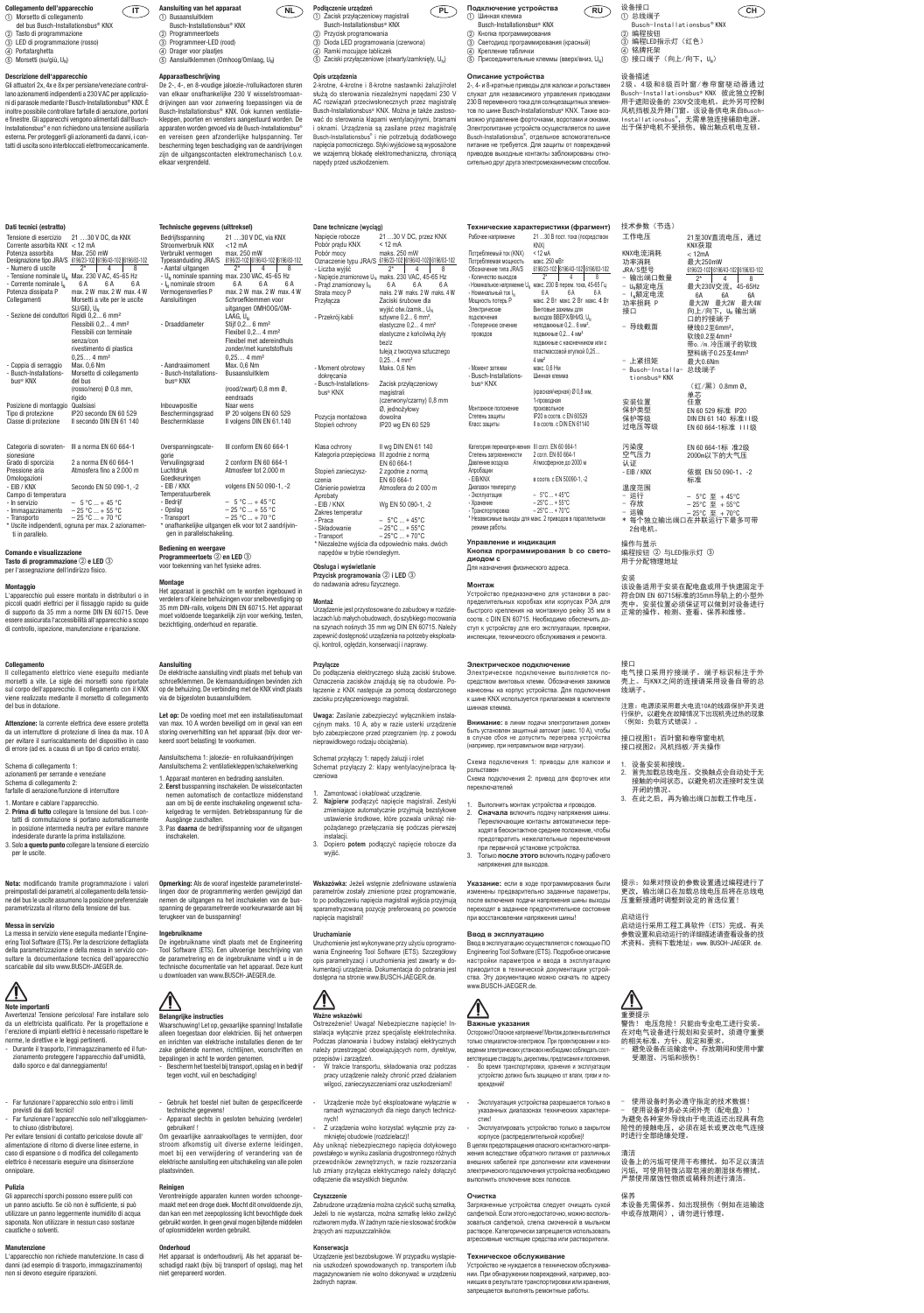## Collegamento dell'apparecchio (IT)

① Morsetto di collegamento del bus Busch-Installationsbus® KNX
② Tasto di programmazione
③ LED di programmazione (rosso)
④ Portatarghetta
⑤ Morsetti (su/giù, $U_N$)

### Descrizione dell'apparecchio

Gli attuatori 2x, 4x e 8x per persiane/veneziane controllano azionamenti indipendenti a 230 V AC per applicazioni di parasole mediante l'Busch-Installationsbus® KNX. È inoltre possibile controllare farfalle di aerazione, portoni e finestre. Gli apparecchi vengono alimentati dall'Busch-Installationsbus® e non richiedono una tensione ausiliaria esterna. Per proteggerli gli azionamenti da danni, i contatti di uscita sono interbloccati elettromeccanicamente.

### Dati tecnici (estratto)

| | | | |
|---|---|---|---|
| Tensione di esercizio | 21 … 30 V DC, da KNX | | |
| Corrente assorbita KNX | < 12 mA | | |
| Potenza assorbita | Max. 250 mW | | |
| Designazione tipo JRA/S | 0186/23-102 | 0186/43-102 | 0186/83-102 |
| - Numero di uscite | 2* | 4 | 8 |
| - Tensione nominale $U_N$ | Max. 230 VAC, 45-65 Hz | | |
| - Corrente nominale $I_N$ | 6 A | 6 A | 6 A |
| Potenza dissipata P | max. 2 W | max. 2 W | max. 4 W |
| Collegamenti | Morsetti a vite per le uscite SU/GIÙ, $U_N$ | | |
| - Sezione dei conduttori | Rigidi 0,2…6 mm², Flessibili 0,2… 4 mm², Flessibili con terminale senza/con rivestimento di plastica 0,25 … 4 mm² | | |
| - Coppia di serraggio | Max. 0,6 Nm | | |
| - Busch-Installationsbus® KNX | Morsetto di collegamento del bus (rosso/nero) Ø 0,8 mm, rigido | | |
| Posizione di montaggio | Qualsiasi | | |
| Tipo di protezione | IP20 secondo EN 60 529 | | |
| Classe di protezione | II secondo DIN EN 61 140 | | |
| Categoria di sovratensione | III a norma EN 60 664-1 | | |
| Grado di sporcizia | 2 a norma EN 60 664-1 | | |
| Pressione aria | Atmosfera fino a 2.000 m | | |
| Omologazioni | | | |
| - EIB / KNX | Secondo EN 50 090-1, -2 | | |
| Campo di temperatura | | | |
| - In servizio | – 5 °C … + 45 °C | | |
| - Immagazzinamento | – 25 °C … + 55 °C | | |
| - Trasporto | – 25 °C … + 70 °C | | |

\* Uscite indipendenti, ognuna per max. 2 azionamenti in parallelo.

### Comando e visualizzazione

**Tasto di programmazione ② e LED ③** per l'assegnazione dell'indirizzo fisico.

### Montaggio

L'apparecchio può essere montato in distributori o in piccoli quadri elettrici per il fissaggio rapido su guide di supporto da 35 mm a norma DIN EN 60715. Deve essere assicurata l'accessibilità all'apparecchio a scopo di controllo, ispezione, manutenzione e riparazione.

### Collegamento

Il collegamento elettrico viene eseguito mediante morsetti a vite. Le sigle dei morsetti sono riportate sul corpo dell'apparecchio. Il collegamento con il KNX viene realizzato mediante il morsetto di collegamento del bus in dotazione.

**Attenzione:** la corrente elettrica deve essere protetta da un interruttore di protezione di linea da max. 10 A per evitare il surriscaldamento del dispositivo in caso di errore (ad es. a causa di un tipo di carico errato).

Schema di collegamento 1: azionamenti per serrande e veneziane
Schema di collegamento 2: farfalle di aerazione/funzione di interruttore

1. Montare e cablare l'apparecchio.
2. **Prima di tutto** collegare la tensione del bus. I contatti di commutazione si portano automaticamente in posizione intermedia neutra per evitare manovre indesiderate durante la prima installazione.
3. Solo **a questo punto** collegare la tensione di esercizio per le uscite.

**Nota:** modificando tramite programmazione i valori preimpostati dei parametri, al collegamento della tensione del bus le uscite assumono la posizione preferenziale parametrizzata al ritorno della tensione del bus.

### Messa in servizio

La messa in servizio viene eseguita mediante l'Engineering Tool Software (ETS). Per la descrizione dettagliata della parametrizzazione e della messa in servizio consultare la documentazione tecnica dell'apparecchio scaricabile dal sito www.BUSCH-JAEGER.de.

### Note importanti

Avvertenza! Tensione pericolosa! Fare installare solo da un elettricista qualificato. Per la progettazione e l'erezione di impianti elettrici è necessario rispettare le norme, le direttive e le leggi pertinenti.
- Durante il trasporto, l'immagazzinamento ed il funzionamento proteggere l'apparecchio dall'umidità, dallo sporco e dal danneggiamento!
- Far funzionare l'apparecchio solo entro i limiti previsti dai dati tecnici!
- Far funzionare l'apparecchio solo nell'alloggiamento chiuso (distributore).

Per evitare tensioni di contatto pericolose dovute all'alimentazione di ritorno di diverse linee esterne, in caso di espansione o di modifica del collegamento elettrico è necessario eseguire una disinserzione onnipolare.

### Pulizia

Gli apparecchi sporchi possono essere puliti con un panno asciutto. Se ciò non è sufficiente, si può utilizzare un panno leggermente inumidito di acqua saponata. Non utilizzare in nessun caso sostanze caustiche o solventi.

### Manutenzione

L'apparecchio non richiede manutenzione. In caso di danni (ad esempio di trasporto, immagazzinamento) non si devono eseguire riparazioni.

## Aansluiting van het apparaat (NL)

① Bussansluitklem Busch-Installationsbus® KNX
② Programmeertoets
③ Programmeer-LED (rood)
④ Drager voor plaatjes
⑤ Aansluitklemmen (Omhoog/Omlaag, $U_N$)

### Apparaatbeschrijving

De 2-, 4- en 8-voudige jaloezie-/rolluikactoren sturen van elkaar onafhankelijke 230 V wisselstroomaandrijvingen aan voor zonwering toepassingen via de Busch-Installationsbus® KNX. Ook kunnen ventilatiekleppen, poorten en ramen aangestuurd worden. De apparaten worden gevoed via de Busch-Installationsbus® en vereisen geen afzonderlijke hulpspanning. Ter bescherming tegen beschadiging van de aandrijvingen zijn de uitgangscontacten elektromechanisch t.o.v. elkaar vergrendeld.

### Technische gegevens (uittreksel)

| | | | |
|---|---|---|---|
| Bedrijfsspanning | 21 … 30 V DC, via KNX | | |
| Stroomverbruik KNX | < 12 mA | | |
| Verbruikt vermogen | max. 250 mW | | |
| Typeaanduiding JRA/S | 0186/23-102 | 0186/43-102 | 0186/83-102 |
| - Aantal uitgangen | 2* | 4 | 8 |
| - $U_N$ nominale spanning | max. 230 VAC, 45-65 Hz | | |
| - $I_N$ nominale stroom | 6 A | 6 A | 6 A |
| Vermogensverlies P | max. 2 W | max. 2 W | max. 4 W |
| Aansluitingen | Schroefklemmen voor uitgangen OMHOOG/OMLAAG, $U_N$ | | |
| - Draaddiameter | Stijf 0,2... 6 mm², Flexibel 0,2.... 4 mm², Flexibel met adereindhuls zonder/met kunststofhuls 0,25 … 4 mm² | | |
| - Aandraaimoment | Max. 0,6 Nm | | |
| - Busch-Installationsbus® KNX | Busaansluitklem (rood/zwart) 0,8 mm Ø, eendraads | | |
| Inbouwpositie | Naar wens | | |
| Beschermingsgraad | IP 20 volgens EN 60 529 | | |
| Beschermklasse | II volgens EN 61.140 | | |
| Overspanningscategorie | III conform EN 60 664-1 | | |
| Vervuilingsgraad | 2 conform EN 60 664-1 | | |
| Luchtdruk | Atmosfeer tot 2.000 m | | |
| Goedkeuringen | | | |
| - EIB / KNX | volgens EN 50 090-1, -2 | | |
| Temperatuurbereik | | | |
| - Bedrijf | – 5 °C … + 45 °C | | |
| - Opslag | – 25 °C … + 55 °C | | |
| - Transport | – 25 °C … + 70 °C | | |

\* onafhankelijke uitgangen elk voor tot 2 aandrijvingen in parallelschakeling.

### Bediening en weergave

**Programmeertoets ② en LED ③** voor toekenning van het fysieke adres.

### Montage

Het apparaat is geschikt om te worden ingebouwd in verdelers of kleine behuizingen voor snelbevestiging op 35 mm DIN-rails, volgens DIN EN 60715. Het apparaat moet voldoende toegankelijk zijn voor werking, testen, bezichtiging, onderhoud en reparatie.

### Aansluiting

De elektrische aansluiting vindt plaats met behulp van schroefklemmen. De klemaanduidingen bevinden zich op de behuizing. De verbinding met de KNX vindt plaats via de bijgesloten busaansluitklem.

**Let op:** De voeding moet met een installatieautomaat van max. 10 A worden beveiligd om in geval van een fout oververhitting van het apparaat (bijv. door verkeerd soort belasting) te voorkomen.

Aansluitschema 1: jaloezie- en rolluikaandrijvingen
Aansluitschema 2: ventilatiekleppen/schakelwerking

1. Apparaat monteren en bedrading aansluiten.
2. **Eerst** busspanning inschakelen. De wisselcontacten nemen automatisch de contactloze middenstand aan om bij de eerste inschakeling ongewenst schakelgedrag te vermijden. Betriebsspannung für die Ausgänge zuschalten.
3. Pas **daarna** de bedrijfsspanning voor de uitgangen inschakelen.

**Opmerking:** Als de vooraf ingestelde parameterinstellingen door de programmering werden gewijzigd dan nemen de uitgangen na het inschakelen van de busspanning de geparametreerde voorkeurwaarde aan bij terugkeer van de busspanning!

### Ingebruikname

De ingebruikname vindt plaats met de Engineering Tool Software (ETS). Een uitvoerige beschrijving van de parameterering en de ingebruikname vindt u in de technische documentatie van het apparaat. Deze kunt u downloaden van www.BUSCH-JAEGER.de.

### Belangrijke instructies

Waarschuwing! Let op, gevaarlijke spanning! Installatie alleen toegestaan door elektricien. Bij het ontwerpen en inrichten van elektrische installaties dienen de ter zake geldende normen, richtlijnen, voorschriften en bepalingen in acht te worden genomen.
- Beschern het toestel bij transport, opslag en in bedrijf tegen vocht, vuil en beschadiging!
- Gebruik het toestel niet buiten de gespecificeerde technische gegevens!
- Apparaat slechts in gesloten behuizing (verdeler) gebruiken!!

Om gevaarlijke aanraakvoltages te vermijden, door stroom afkomstig uit diverse externe leidingen, moet bij een verwijdering of verandering van de elektrische aansluiting een uitschakeling van alle polen plaatsvinden.

### Reinigen

Verontreinigde apparaten kunnen worden schoongemaakt met een droge doek. Mocht dit onvoldoende zijn, dan kan een met zeepoplossing licht bevochtigde doek gebruikt worden. In geen geval mogen bijtende middelen of oplosmiddelen worden gebruikt.

### Onderhoud

Het apparaat is onderhoudsvrij. Als het apparaat beschadigd raakt (bijv. bij transport of opslag), mag het niet gerepareerd worden.

## Podłączenie urządzeń (PL)

① Zacisk przyłączeniowy magistrali Busch-Installationsbus® KNX
② Przycisk programowania
③ Dioda LED programowania (czerwona)
④ Ramki mocujące tabliczek
⑤ Zaciski przyłączeniowe (otwarty/zamknięty, $U_N$)

### Opis urządzenia

2-krotne, 4-krotne i 8-krotne nastawniki żaluzji/rolet służą do sterowania niezależnymi napędami 230 V AC rozwiązań przeciwsłonecznych przez magistralę Busch-Installationsbus® KNX. Można je także zastosować do sterowania klapami wentylacyjnymi, bramami i oknami. Urządzenia są zasilane przez magistralę Busch-Installationsbus® i nie potrzebują dodatkowego napięcia zmiennego. Styki wyjściowe są wyposażone we wzajemną blokadę elektromechaniczną, chroniącą napędy przed uszkodzeniem.

### Dane techniczne (wyciąg)

| | | | |
|---|---|---|---|
| Napięcie robocze | 21 … 30 V DC, przez KNX | | |
| Pobór prądu KNX | < 12 mA | | |
| Pobór mocy | maks. 250 mW | | |
| Oznaczenie typu JRA/S | 0186/23-102 | 0186/43-102 | 0186/83-102 |
| - Liczba wyjść | 2* | 4 | 8 |
| - Napięcie znamionowe $U_N$ | maks. 230 VAC, 45-65 Hz | | |
| - Prąd znamionowy $I_N$ | 6 A | 6 A | 6 A |
| Strata mocy P | maks. 2 W | maks. 2 W | maks. 4 W |
| Przyłącza | Zaciski śrubowe dla wyjść otw./zamk., $U_N$ | | |
| - Przekrój kabli | sztywne 0,2... 6 mm², elastyczne 0,2.... 4 mm², elastyczne z końcówką żyły bez/z tuleją z tworzywa sztucznego 0,25... 4 mm² | | |
| - Moment obrotowy dokręcania | Maks. 0,6 Nm | | |
| - Busch-Installationsbus® KNX | Zacisk przyłączeniowy magistrali (czerwony/czarny) 0,8 mm Ø, jednożyłowy | | |
| Pozycja montażowa | dowolna | | |
| Stopień ochrony | IP20 wg EN 60 529 | | |
| Klasa ochrony | II wg DIN EN 61 140 | | |
| Kategoria przepięciowa | III zgodnie z normą EN 60 664-1 | | |
| Stopień zanieczyszczenia | 2 zgodnie z normą EN 60 664-1 | | |
| Ciśnienie powietrza | Atmosfera do 2 000 m | | |
| Aprobaty | | | |
| - EIB / KNX | Wg EN 50 090-1, -2 | | |
| Zakres temperatur | | | |
| - Praca | – 5 °C … + 45 °C | | |
| - Składowanie | – 25 °C … + 55 °C | | |
| - Transport | – 25 °C … + 70 °C | | |

\* Niezależne wyjścia dla odpowiednio maks. dwóch napędów w trybie równoległym.

### Obsługa i wyświetlanie

**Przycisk programowania ② i LED ③** do nadawania adresu fizycznego.

### Montaż

Urządzenie jest przystosowane do zabudowy w rozdzielaczach lub małych obudowach, do szybkiego mocowania na szynach nośnych 35 mm wg DIN EN 60715. Należy zapewnić dostępność urządzenia na potrzeby eksploatacji, kontroli, oględzin, konserwacji i naprawy.

### Przyłącze

Do podłączenia elektrycznego służą zaciski śrubowe. Oznaczenia zacisków znajdują się na obudowie. Połączenie z KNX następuje za pomocą dostarczonego zacisku przyłączeniowego magistrali.

**Uwaga:** Zasilanie zabezpieczyć wyłącznikiem instalacyjnym maks. 10 A, aby w razie usterki urządzenie było zabezpieczone przed przegrzaniem (np. z powodu nieprawidłowego rodzaju obciążenia).

Schemat przyłączy 1: napędy żaluzji i rolet
Schemat przyłączy 2: klapy wentylacyjne/praca łącznikowa

1. Zamontować i okablować urządzenie.
2. **Najpierw** podłączyć napięcie magistrali. Zestyki zmieniające automatycznie przyjmują beznapięciowe ustawienie środkowe, które pozwala uniknąć niepożądanego przełączania się podczas pierwszej instalacji.
3. Dopiero **potem** podłączyć napięcie robocze dla wyjść.

**Wskazówka:** Jeżeli wstępnie zdefiniowane ustawienia parametrów zostały zmienione przez programowanie, to po podłączeniu napięcia magistrali wyjścia przyjmują sparametryzowaną pozycję preferowaną po powrocie napięcia magistrali!

### Uruchamianie

Uruchomienie jest wykonywane przy użyciu oprogramowania Engineering Tool Software (ETS). Szczegółowy opis parametryzacji i uruchomienia jest zawarty w dokumentacji urządzenia. Dokumentacja do pobrania jest dostępna na stronie www.BUSCH-JAEGER.de.

### Ważne wskazówki

Ostrzeżenie! Uwaga! Niebezpieczne napięcie! Instalacja wyłącznie przez specjalistę elektrotechnika. Podczas planowania i budowy instalacji elektrycznych należy przestrzegać obowiązujących norm, dyrektyw, przepisów i zarządzeń.
- W trakcie transportu, składowania oraz podczas pracy urządzenie należy chronić przed działaniem wilgoci, zanieczyszczeniami oraz uszkodzeniami!
- Urządzenie może być eksploatowane wyłącznie w ramach wyznaczonych dla niego danych technicznych!
- Z urządzenia wolno korzystać wyłącznie przy zamkniętej obudowie (rozdzielacz)!

Aby uniknąć niebezpiecznego napięcia dotykowego powstałego w wyniku zasilania drugostronnego różnych przewodników zewnętrznych, w razie rozszerzania lub zmiany przyłącza elektrycznego należy dokonywać odłączenia dla wszystkich biegunów.

### Czyszczenie

Zabrudzone urządzenia można czyścić suchą szmatką. Jeżeli to nie wystarcza, można szmatkę lekko zwilżyć roztworem mydła. W żadnym razie nie stosować środków żrących ani rozpuszczalników.

### Konserwacja

Urządzenie jest bezobsługowe. W przypadku wystąpienia uszkodzeń spowodowanych np. transportem i/lub magazynowaniem nie wolno dokonywać w urządzeniu żadnych napraw.

## Подключение устройства (RU)

① Шинная клемма Busch-Installationsbus® KNX
② Кнопка программирования
③ Светодиод программирования (красный)
④ Крепление таблички
⑤ Присоединительные клеммы (вверх/вниз, $U_N$)

### Описание устройства

2-, 4- и 8-кратные приводы для жалюзи и рольставен служат для независимого управления приводами 230 В переменного тока для солнцезащитных элементов по шине Busch-Installationsbus® KNX. Также возможно управление форточками, воротами и окнами. Электропитание устройств осуществляется по шине Busch-Installationsbus®, отдельное вспомогательное питание не требуется. Для защиты от повреждений приводов выходные контакты заблокированы относительно друг друга электромеханическим способом.

### Технические характеристики (фрагмент)

| | | | |
|---|---|---|---|
| Рабочее напряжение | 21 … 30 В пост. тока (посредством KNX) | | |
| Потребляемый ток (KNX) | < 12 мА | | |
| Потребляемая мощность | макс. 250 мВт | | |
| Обозначение типа JRA/S | 0186/23-102 | 0186/43-102 | 0186/83-102 |
| - Количество выходов | 2* | 4 | 8 |
| - Номинальное напряжение $U_N$ | макс. 230 В перем. тока, 45-65 Гц | | |
| - Номинальный ток $I_N$ | 6 А | 6 А | 6 А |
| Мощность потерь P | макс. 2 Вт | макс. 2 Вт | макс. 4 Вт |
| Электрические подключения | Винтовые зажимы для выходов ВВЕРХ/ВНИЗ, $U_N$ | | |
| - Поперечное сечение проводов | неподвижные 0,2… 6 мм², подвижные 0,2… 4 мм², подвижные с наконечником или с пластмассовой втулкой 0,25… 4 мм² | | |
| - Момент затяжки | макс. 0,6 Нм | | |
| - Busch-Installationsbus® KNX | Шинная клемма (красная/черная) Ø 0,8 мм, 1-проводная | | |
| Монтажное положение | произвольное | | |
| Степень защиты | IP20 в соотв. с EN 60529 | | |
| Класс защиты | II в соотв. с DIN EN 61140 | | |
| Категория перенапряжения | III согл. EN 60 664-1 | | |
| Степень загрязненности | 2 согл. EN 60 664-1 | | |
| Давление воздуха | Атмосферное до 2000 м | | |
| Апробации | | | |
| - EIB/KNX | в соотв. с EN 50090-1, -2 | | |
| Диапазон температур | | | |
| - Эксплуатация | – 5°C ... + 45°C | | |
| - Хранение | – 25°C ... + 55°C | | |
| - Транспортировка | – 25°C ... + 70°C | | |

\* Независимые выходы для макс. 2 приводов в параллельном режиме работы.

### Управление и индикация

**Кнопка программирования ② со светодиодом ③**
Для назначения физического адреса.

### Монтаж

Устройство предназначено для установки в распределительных коробках или корпусах РЭА для быстрого крепления на монтажную рейку 35 мм в соотв. с DIN EN 60715. Необходимо обеспечить доступ к устройству для его эксплуатации, проверки, инспекции, технического обслуживания и ремонта.

### Электрическое подключение

Электрическое подключение выполняется посредством винтовых клемм. Обозначения зажимов нанесены на корпус устройства. Для подключения к шине KNX используется прилагаемая в комплекте шинная клемма.

**Внимание:** в линии подачи электропитания должен быть установлен защитный автомат (макс. 10 А), чтобы в случае сбоя не допустить перегрева устройства (например, при неправильном виде нагрузки).

Схема подключения 1: приводы для жалюзи и рольставен
Схема подключения 2: привод для форточек или переключателей

1. Выполнить монтаж устройства и проводов.
2. **Сначала** включить подачу напряжения шины. Переключающие контакты автоматически переходят в бесконтактное среднее положение, чтобы предотвратить нежелательные переключения при первичной установке устройства.
3. Только **после этого** включить подачу рабочего напряжения для выходов.

**Указание:** если в ходе программирования были изменены предварительно заданные параметры, после включения подачи напряжения шины выходы переходят в заданное предпочтительное состояние при восстановлении напряжения шины!

### Ввод в эксплуатацию

Ввод в эксплуатацию осуществляется с помощью ПО Engineering Tool Software (ETS). Подробное описание настройки параметров и ввода в эксплуатацию приводится в технической документации устройства. Эту документацию можно скачать по адресу www.BUSCH-JAEGER.de.

### Важные указания

Осторожно! Опасное напряжение! Монтаж должен выполняться только специалистом-электриком. При проектировании и возведении электрических установок необходимо соблюдать соответствующие стандарты, директивы, предписания и положения.
- Во время транспортировки, хранения и эксплуатации устройство должно быть защищено от влаги, грязи и повреждений!
- Эксплуатация устройства разрешается только в указанных диапазонах технических характеристик!
- Эксплуатировать устройство только в закрытом корпусе (распределительной коробке)!

В целях предотвращения опасного контактного напряжения вследствие обратного питания от различных внешних электрических проводников при дополнении или изменении электрического подключения устройства необходимо выполнить отключение всех полюсов.

### Очистка

Загрязненные устройства следует очищать сухой салфеткой. Если этого недостаточно, можно воспользоваться салфеткой, слегка смоченной в мыльном растворе. Категорически запрещается использовать агрессивные чистящие средства или растворители.

### Техническое обслуживание

Устройство не нуждается в техническом обслуживании. При обнаружении повреждений, например, возникших в результате транспортировки или хранения, запрещается выполнять ремонтные работы.

## 设备接口 (CH)

① 总线端子 Busch-Installationsbus® KNX
② 编程按钮
③ 编程LED指示灯（红色）
④ 铭牌托架
⑤ 接口端子（向上/向下，$U_N$）

### 设备描述

2级、4级和8级百叶窗/卷帘窗驱动器通过Busch-Installationsbus® KNX 彼此独立控制用于遮阳设备的 230V交流电机。此外另可控制风机挡板及升降门窗。该设备供电来自Busch-Installationsbus®，无需单独连接辅助电源。出于保护电机不受损伤，输出触点机电互锁。

### 技术参数（节选）

| | | | |
|---|---|---|---|
| 工作电压 | 21至30V直流电压，通过KNX获取 | | |
| KNX电流消耗 | < 12mA | | |
| 功率消耗 | 最大250mW | | |
| JRA/S型号 | 0186/23-102 | 0186/43-102 | 0186/83-102 |
| - 输出端口数量 | 2* | 4 | 8 |
| - $U_N$额定电压 | 最大230V交流，45-65Hz | | |
| - $I_N$额定电流 | 6A | 6A | 6A |
| 功率损耗 P | 最大2W | 最大2W | 最大4W |
| 接口 | 向上/向下，$U_N$ 输出端口的拧接端子 | | |
| - 导线截面 | 硬线0.2至6mm²，软线0.2至4mm²，带/不带端子的软线 塑料端子0.25至4mm² | | |
| - 上紧扭矩 | 最大0.6Nm | | |
| - Busch-Installationsbus® KNX | 总线端子（红/黑）0.8mm Ø，单芯 | | |
| 安装位置 | 任意 | | |
| 保护类型 | EN 60 529 标准 IP20 | | |
| 保护等级 | DIN EN 61 140 标准II级 | | |
| 过电压等级 | EN 60 664-1标准 III级 | | |
| 污染度 | EN 60 664-1标 准2级 | | |
| 空气压力 | 2000m以下的大气压 | | |
| 认证 | | | |
| - EIB / KNX | 依据 EN 50 090-1，-2 标准 | | |
| 温度范围 | | | |
| - 运行 | – 5°C 至 + 45°C | | |
| - 存放 | – 25°C 至 + 55°C | | |
| - 运输 | – 25°C 至 + 70°C | | |

\* 每个独立输出端口在并联运行下最多可带2台电机。

### 操作与显示

编程按钮 ② 与LED指示灯 ③
用于分配物理地址

### 安装

该设备适用于安装在配电盒或用于快速固定于符合DIN EN 60715标准的35mm导轨上的小型外壳中。安装位置必须保证可以做到对设备进行正常的操作、检测、查看、保养和维修。

### 接口

电气接口采用拧接端子，端子标识标注于外壳上。与KNX之间的连接请采用设备自带的总线端子。

注意：电源须采用最大电流10A的线路保护开关进行保护，以避免在故障情况下出现机壳过热的现象（例如：负载方式错误）。

接口视图1：百叶窗和卷帘窗电机
接口视图2：风机挡板/开关操作

1. 设备安装和接线。
2. 首先加载总线电压。交换触点会自动处于无接触的中间状态，以避免初次连接时发生误开闭的情况。
3. 在此之后，再为输出端口加载工作电压。

提示：如果对预设的参数设置通过编程进行了更改，输出端口在加载总线电压后将在总线电压重新接通时调整到设定的首选位置！

### 启动运行

启动运行采用工程工具软件（ETS）完成。有关参数设置和启动运行的详细描述请查看设备的技术资料。资料下载地址：www.BUSCH-JAEGER.de。

### 重要提示

警告！ 电压危险！只能由专业电工进行安装。在对电气设备进行规划和安装时，须遵守重要的相关标准，方针、规定和要求。
- 避免设备在运输途中，存放期间和使用中蒙受潮湿，污垢和损伤！
- 使用设备时务必遵守指定的技术数据！
- 使用设备时务必关闭外壳（配电盒）！

为避免各种外部导线由于电流返还出现具有危险性的接触电压，必须在延长或更改电气连接时进行全部绝缘处理。

### 清洁

设备上的污垢可使用干布擦拭。如不足以清洁污垢，可使用轻微沾取皂液的潮湿抹布擦拭。严禁使用腐蚀性物质或稀释剂进行清洁。

### 保养

本设备无需保养。如出现损伤（例如在运输途中或存放期间），请勿进行修理。